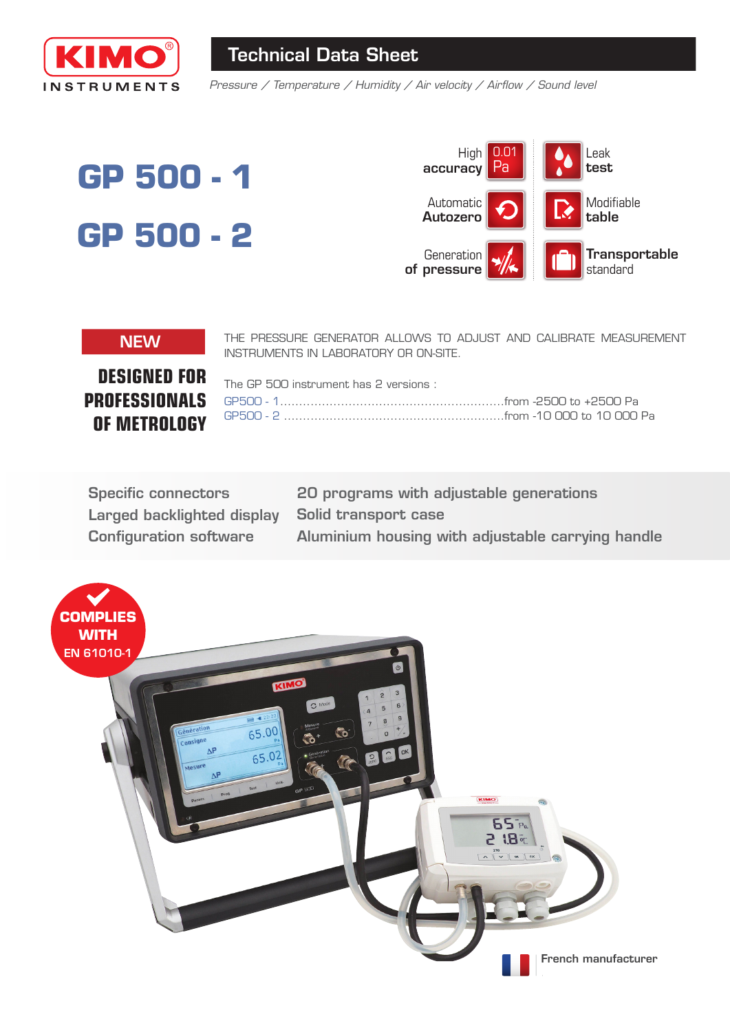# Technical Data Sheet

*Pressure / Temperature / Humidity / Air velocity / Airflow / Sound level*

# GP 500 - 1

# GP 500 - 2

- High **accuracy** 0.01 Pa
- Automatic **Autozero**
- Generation **of pressure**
- Leak **test**
- Modifiable **table**
- **Transportable** standard

**NEW**

## DESIGNED FOR PROFESSIONALS OF METROLOGY

THE PRESSURE GENERATOR ALLOWS TO ADJUST AND CALIBRATE MEASUREMENT INSTRUMENTS IN LABORATORY OR ON-SITE.

The GP 500 instrument has 2 versions :

GP500 - 1..........................................................from -2500 to +2500 Pa
GP500 - 2 .........................................................from -10 000 to 10 000 Pa

- Specific connectors
- Larged backlighted display
- Configuration software
- 20 programs with adjustable generations
- Solid transport case
- Aluminium housing with adjustable carrying handle

**COMPLIES WITH EN 61010-1**

French manufacturer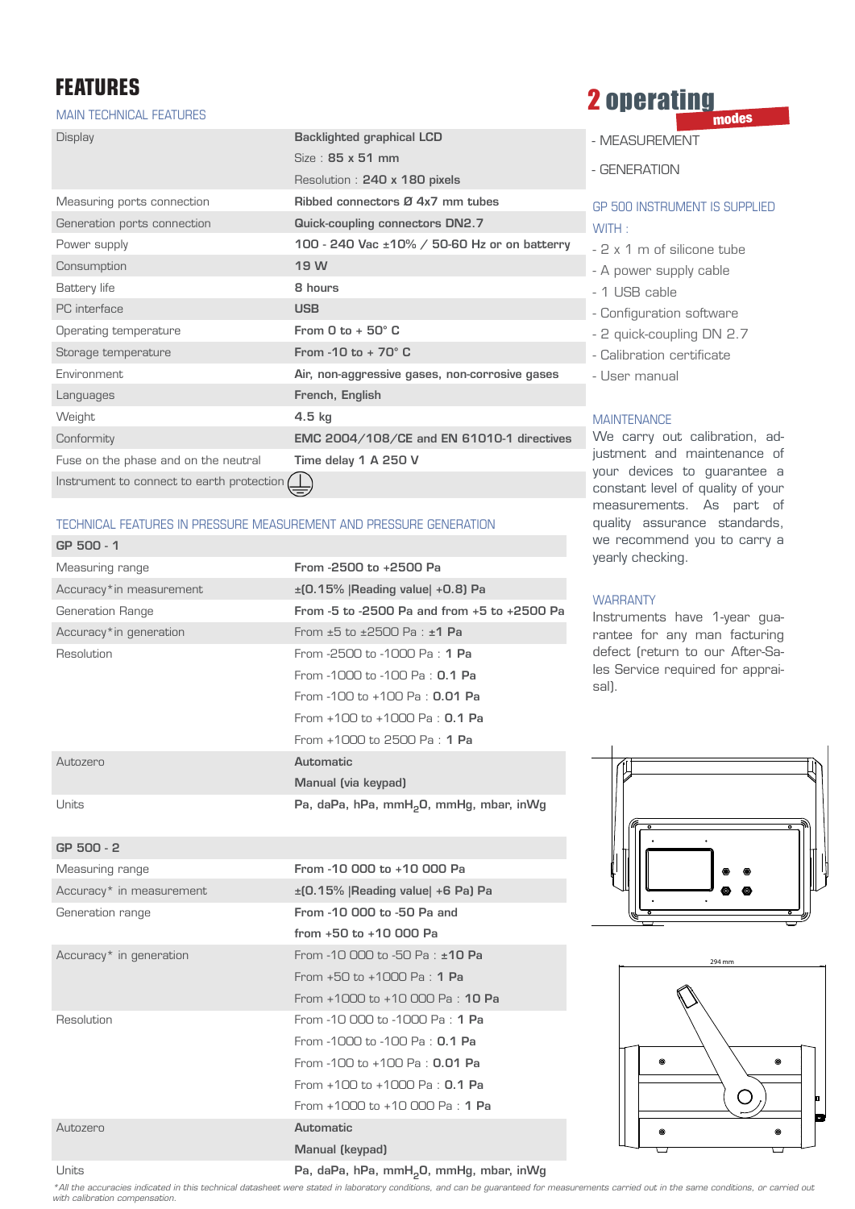# FEATURES

## MAIN TECHNICAL FEATURES

| | |
|---|---|
| Display | **Backlighted graphical LCD** |
| | Size : **85 x 51 mm** |
| | Resolution : **240 x 180 pixels** |
| Measuring ports connection | **Ribbed connectors Ø 4x7 mm tubes** |
| Generation ports connection | **Quick-coupling connectors DN2.7** |
| Power supply | **100 - 240 Vac ±10% / 50-60 Hz or on batterry** |
| Consumption | **19 W** |
| Battery life | **8 hours** |
| PC interface | **USB** |
| Operating temperature | **From 0 to + 50° C** |
| Storage temperature | **From -10 to + 70° C** |
| Environment | **Air, non-aggressive gases, non-corrosive gases** |
| Languages | **French, English** |
| Weight | **4.5 kg** |
| Conformity | **EMC 2004/108/CE and EN 61010-1 directives** |
| Fuse on the phase and on the neutral | **Time delay 1 A 250 V** |
| Instrument to connect to earth protection ⏚ | |

## TECHNICAL FEATURES IN PRESSURE MEASUREMENT AND PRESSURE GENERATION

| **GP 500 - 1** | |
|---|---|
| Measuring range | **From -2500 to +2500 Pa** |
| Accuracy* in measurement | **±(0.15% \|Reading value\| +0.8) Pa** |
| Generation Range | **From -5 to -2500 Pa and from +5 to +2500 Pa** |
| Accuracy* in generation | From ±5 to ±2500 Pa : **±1 Pa** |
| Resolution | From -2500 to -1000 Pa : **1 Pa** |
| | From -1000 to -100 Pa : **0.1 Pa** |
| | From -100 to +100 Pa : **0.01 Pa** |
| | From +100 to +1000 Pa : **0.1 Pa** |
| | From +1000 to 2500 Pa : **1 Pa** |
| Autozero | **Automatic** |
| | **Manual (via keypad)** |
| Units | **Pa, daPa, hPa, mm$H_2O$, mmHg, mbar, inWg** |

| **GP 500 - 2** | |
|---|---|
| Measuring range | **From -10 000 to +10 000 Pa** |
| Accuracy* in measurement | **±(0.15% \|Reading value\| +6 Pa) Pa** |
| Generation range | **From -10 000 to -50 Pa and** |
| | **from +50 to +10 000 Pa** |
| Accuracy* in generation | From -10 000 to -50 Pa : **±10 Pa** |
| | From +50 to +1000 Pa : **1 Pa** |
| | From +1000 to +10 000 Pa : **10 Pa** |
| Resolution | From -10 000 to -1000 Pa : **1 Pa** |
| | From -1000 to -100 Pa : **0.1 Pa** |
| | From -100 to +100 Pa : **0.01 Pa** |
| | From +100 to +1000 Pa : **0.1 Pa** |
| | From +1000 to +10 000 Pa : **1 Pa** |
| Autozero | **Automatic** |
| | **Manual (keypad)** |
| Units | **Pa, daPa, hPa, mm$H_2O$, mmHg, mbar, inWg** |

*All the accuracies indicated in this technical datasheet were stated in laboratory conditions, and can be guaranteed for measurements carried out in the same conditions, or carried out with calibration compensation.*

## 2 operating modes

- MEASUREMENT
- GENERATION

### GP 500 INSTRUMENT IS SUPPLIED WITH :

- 2 x 1 m of silicone tube
- A power supply cable
- 1 USB cable
- Configuration software
- 2 quick-coupling DN 2.7
- Calibration certificate
- User manual

### MAINTENANCE

We carry out calibration, adjustment and maintenance of your devices to guarantee a constant level of quality of your measurements. As part of quality assurance standards, we recommend you to carry a yearly checking.

### WARRANTY

Instruments have 1-year guarantee for any man facturing defect (return to our After-Sales Service required for appraisal).

294 mm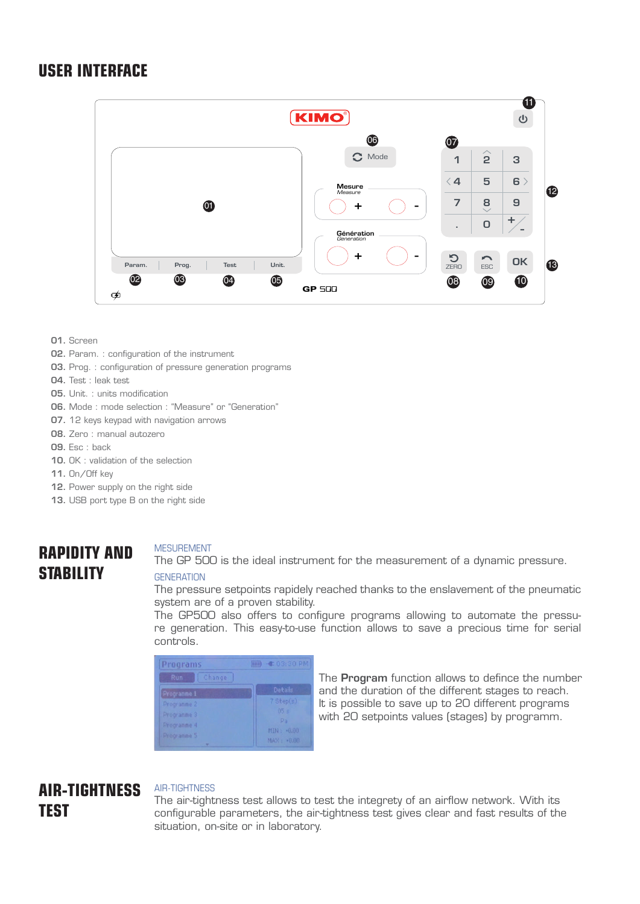## USER INTERFACE

01. Screen
02. Param. : configuration of the instrument
03. Prog. : configuration of pressure generation programs
04. Test : leak test
05. Unit. : units modification
06. Mode : mode selection : "Measure" or "Generation"
07. 12 keys keypad with navigation arrows
08. Zero : manual autozero
09. Esc : back
10. OK : validation of the selection
11. On/Off key
12. Power supply on the right side
13. USB port type B on the right side

## RAPIDITY AND STABILITY

MESUREMENT

The GP 500 is the ideal instrument for the measurement of a dynamic pressure.

GENERATION

The pressure setpoints rapidely reached thanks to the enslavement of the pneumatic system are of a proven stability.

The GP500 also offers to configure programs allowing to automate the pressure generation. This easy-to-use function allows to save a precious time for serial controls.

The **Program** function allows to defince the number and the duration of the different stages to reach.
It is possible to save up to 20 different programs with 20 setpoints values (stages) by programm.

## AIR-TIGHTNESS TEST

AIR-TIGHTNESS

The air-tightness test allows to test the integrety of an airflow network. With its configurable parameters, the air-tightness test gives clear and fast results of the situation, on-site or in laboratory.